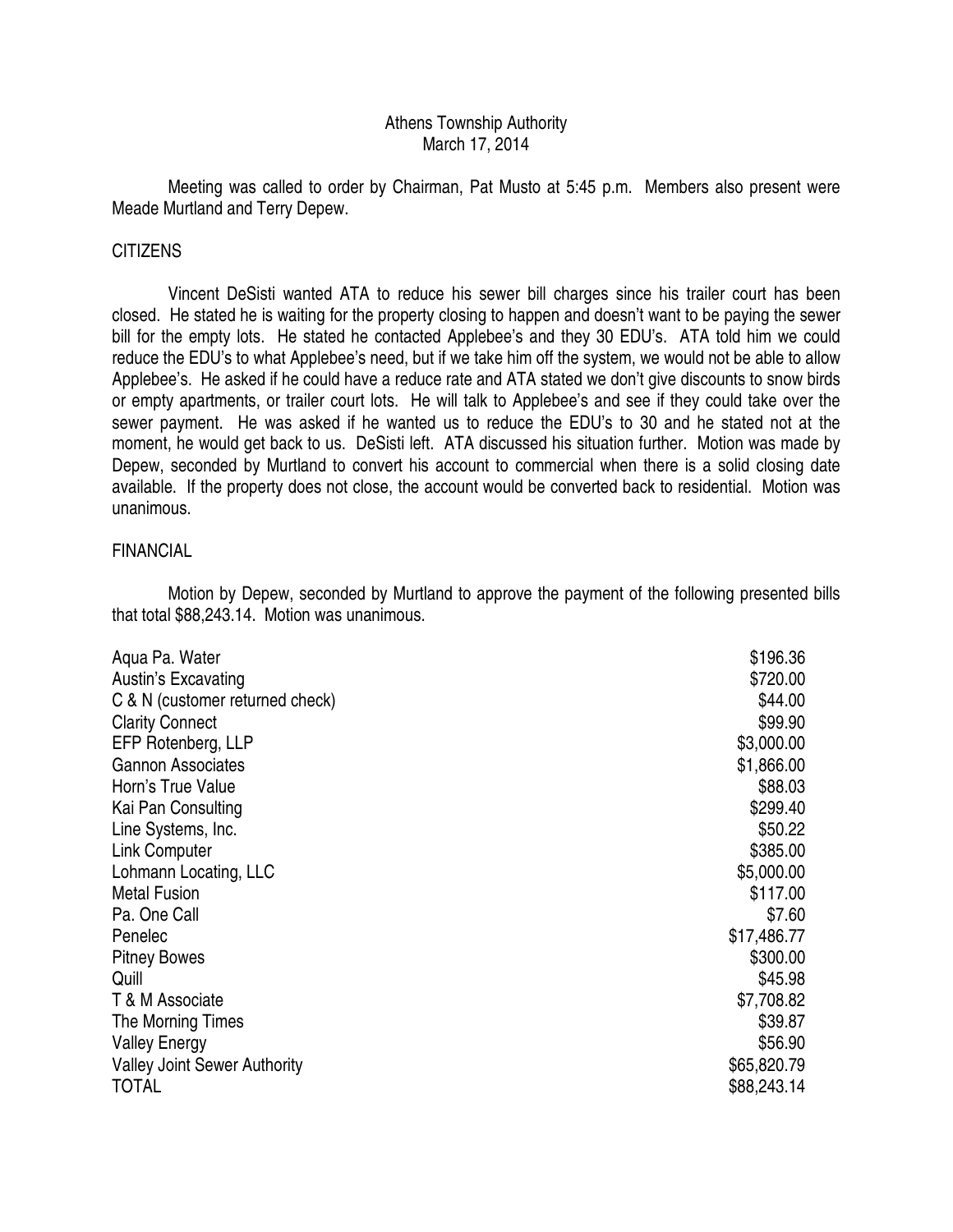# Athens Township Authority

## March 17, 2014

Meeting was called to order by Chairman, Pat Musto at 5:45 p.m. Members also present were Meade Murtland and Terry Depew.

## CITIZENS

Vincent DeSisti wanted ATA to reduce his sewer bill charges since his trailer court has been closed. He stated he is waiting for the property closing to happen and doesn't want to be paying the sewer bill for the empty lots. He stated he contacted Applebee's and they 30 EDU's. ATA told him we could reduce the EDU's to what Applebee's need, but if we take him off the system, we would not be able to allow Applebee's. He asked if he could have a reduce rate and ATA stated we don't give discounts to snow birds or empty apartments, or trailer court lots. He will talk to Applebee's and see if they could take over the sewer payment. He was asked if he wanted us to reduce the EDU's to 30 and he stated not at the moment, he would get back to us. DeSisti left. ATA discussed his situation further. Motion was made by Depew, seconded by Murtland to convert his account to commercial when there is a solid closing date available. If the property does not close, the account would be converted back to residential. Motion was unanimous.

## FINANCIAL

Motion by Depew, seconded by Murtland to approve the payment of the following presented bills that total $88,243.14. Motion was unanimous.

| | |
|---|---|
| Aqua Pa. Water | $196.36 |
| Austin's Excavating | $720.00 |
| C & N (customer returned check) | $44.00 |
| Clarity Connect | $99.90 |
| EFP Rotenberg, LLP | $3,000.00 |
| Gannon Associates | $1,866.00 |
| Horn's True Value | $88.03 |
| Kai Pan Consulting | $299.40 |
| Line Systems, Inc. | $50.22 |
| Link Computer | $385.00 |
| Lohmann Locating, LLC | $5,000.00 |
| Metal Fusion | $117.00 |
| Pa. One Call | $7.60 |
| Penelec | $17,486.77 |
| Pitney Bowes | $300.00 |
| Quill | $45.98 |
| T & M Associate | $7,708.82 |
| The Morning Times | $39.87 |
| Valley Energy | $56.90 |
| Valley Joint Sewer Authority | $65,820.79 |
| TOTAL | $88,243.14 |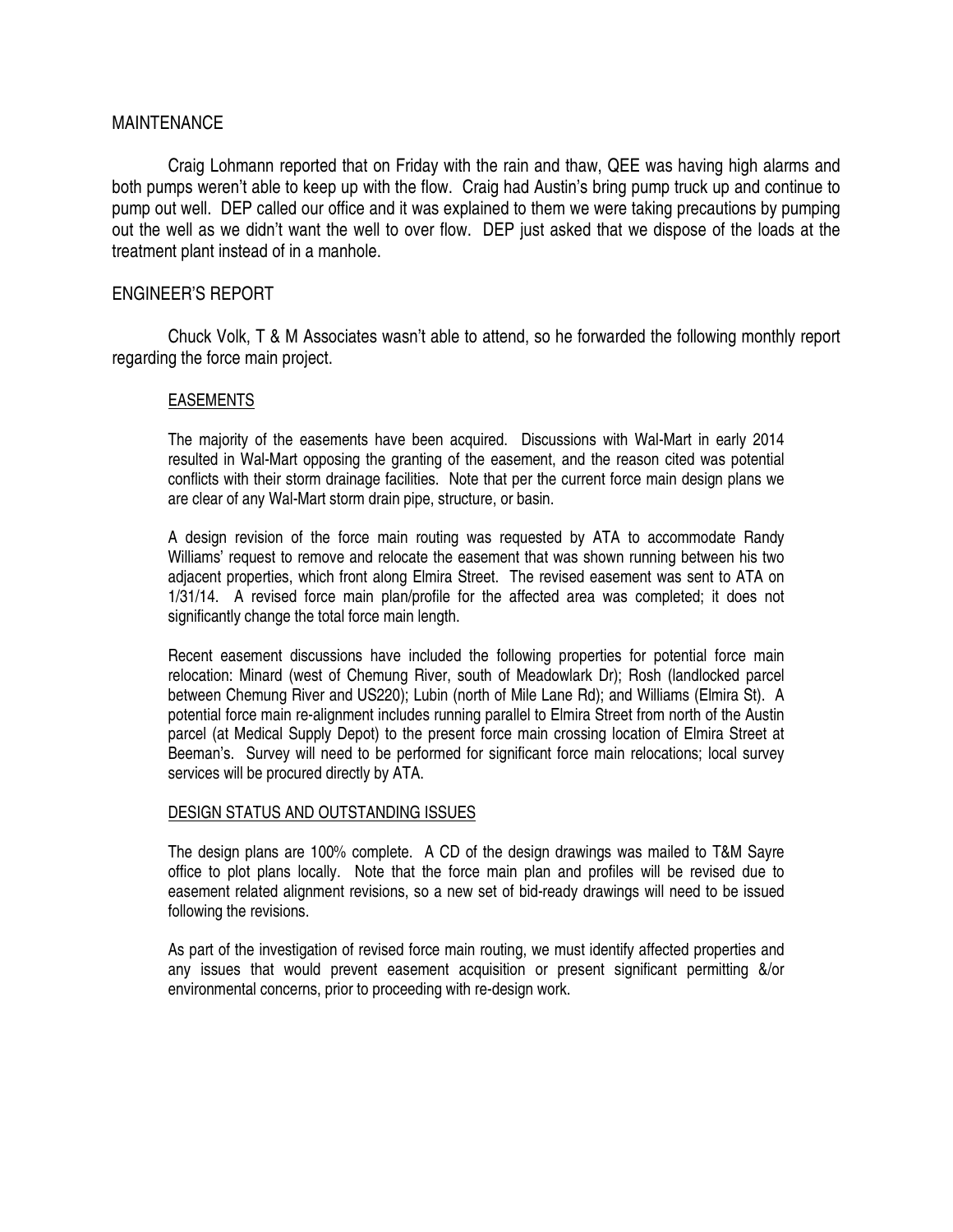## MAINTENANCE

Craig Lohmann reported that on Friday with the rain and thaw, QEE was having high alarms and both pumps weren't able to keep up with the flow. Craig had Austin's bring pump truck up and continue to pump out well. DEP called our office and it was explained to them we were taking precautions by pumping out the well as we didn't want the well to over flow. DEP just asked that we dispose of the loads at the treatment plant instead of in a manhole.

## ENGINEER'S REPORT

Chuck Volk, T & M Associates wasn't able to attend, so he forwarded the following monthly report regarding the force main project.

### EASEMENTS

The majority of the easements have been acquired. Discussions with Wal-Mart in early 2014 resulted in Wal-Mart opposing the granting of the easement, and the reason cited was potential conflicts with their storm drainage facilities. Note that per the current force main design plans we are clear of any Wal-Mart storm drain pipe, structure, or basin.

A design revision of the force main routing was requested by ATA to accommodate Randy Williams' request to remove and relocate the easement that was shown running between his two adjacent properties, which front along Elmira Street. The revised easement was sent to ATA on 1/31/14. A revised force main plan/profile for the affected area was completed; it does not significantly change the total force main length.

Recent easement discussions have included the following properties for potential force main relocation: Minard (west of Chemung River, south of Meadowlark Dr); Rosh (landlocked parcel between Chemung River and US220); Lubin (north of Mile Lane Rd); and Williams (Elmira St). A potential force main re-alignment includes running parallel to Elmira Street from north of the Austin parcel (at Medical Supply Depot) to the present force main crossing location of Elmira Street at Beeman's. Survey will need to be performed for significant force main relocations; local survey services will be procured directly by ATA.

### DESIGN STATUS AND OUTSTANDING ISSUES

The design plans are 100% complete. A CD of the design drawings was mailed to T&M Sayre office to plot plans locally. Note that the force main plan and profiles will be revised due to easement related alignment revisions, so a new set of bid-ready drawings will need to be issued following the revisions.

As part of the investigation of revised force main routing, we must identify affected properties and any issues that would prevent easement acquisition or present significant permitting &/or environmental concerns, prior to proceeding with re-design work.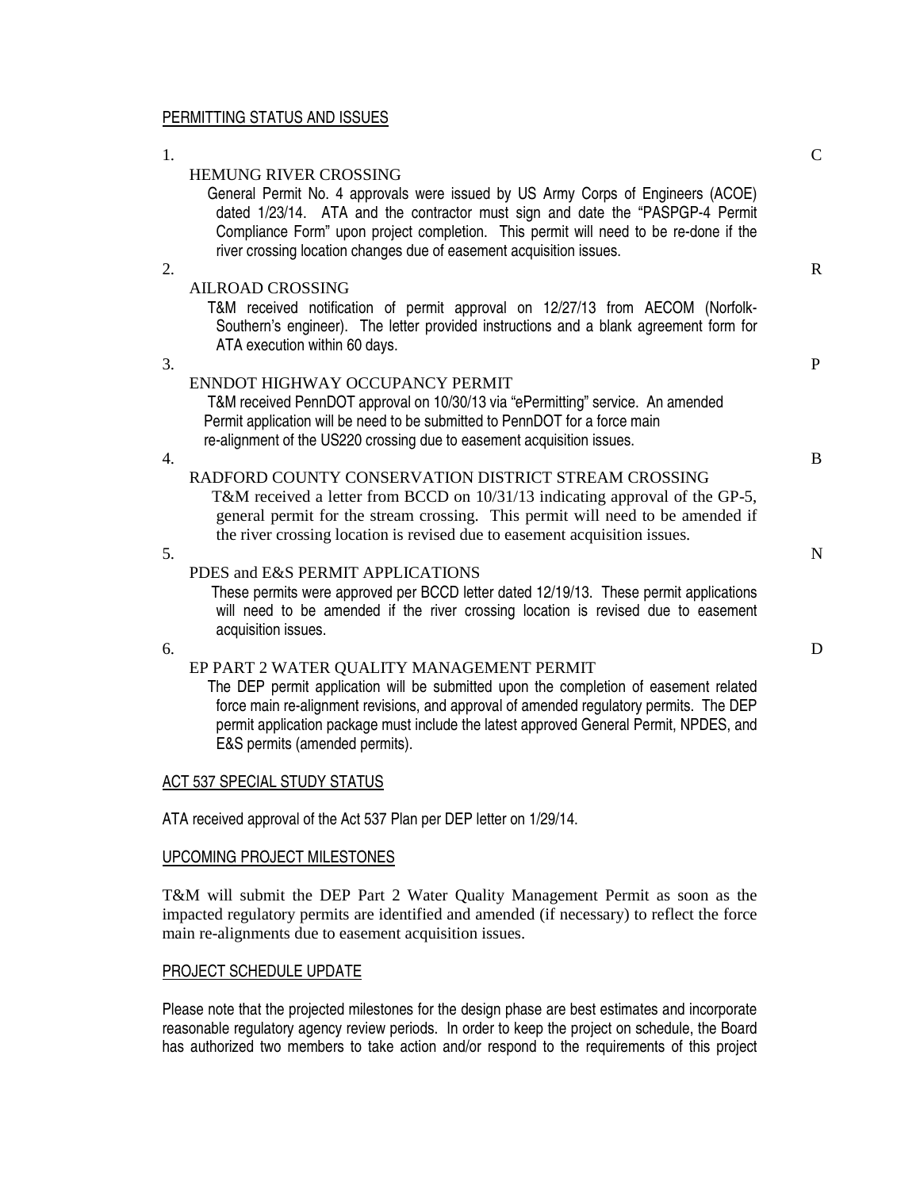## PERMITTING STATUS AND ISSUES

1. **CHEMUNG RIVER CROSSING**

   General Permit No. 4 approvals were issued by US Army Corps of Engineers (ACOE) dated 1/23/14. ATA and the contractor must sign and date the "PASPGP-4 Permit Compliance Form" upon project completion. This permit will need to be re-done if the river crossing location changes due of easement acquisition issues.

2. **RAILROAD CROSSING**

   T&M received notification of permit approval on 12/27/13 from AECOM (Norfolk-Southern's engineer). The letter provided instructions and a blank agreement form for ATA execution within 60 days.

3. **PENNDOT HIGHWAY OCCUPANCY PERMIT**

   T&M received PennDOT approval on 10/30/13 via "ePermitting" service. An amended Permit application will be need to be submitted to PennDOT for a force main re-alignment of the US220 crossing due to easement acquisition issues.

4. **BRADFORD COUNTY CONSERVATION DISTRICT STREAM CROSSING**

   T&M received a letter from BCCD on 10/31/13 indicating approval of the GP-5, general permit for the stream crossing. This permit will need to be amended if the river crossing location is revised due to easement acquisition issues.

5. **NPDES and E&S PERMIT APPLICATIONS**

   These permits were approved per BCCD letter dated 12/19/13. These permit applications will need to be amended if the river crossing location is revised due to easement acquisition issues.

6. **DEP PART 2 WATER QUALITY MANAGEMENT PERMIT**

   The DEP permit application will be submitted upon the completion of easement related force main re-alignment revisions, and approval of amended regulatory permits. The DEP permit application package must include the latest approved General Permit, NPDES, and E&S permits (amended permits).

## ACT 537 SPECIAL STUDY STATUS

ATA received approval of the Act 537 Plan per DEP letter on 1/29/14.

## UPCOMING PROJECT MILESTONES

T&M will submit the DEP Part 2 Water Quality Management Permit as soon as the impacted regulatory permits are identified and amended (if necessary) to reflect the force main re-alignments due to easement acquisition issues.

## PROJECT SCHEDULE UPDATE

Please note that the projected milestones for the design phase are best estimates and incorporate reasonable regulatory agency review periods. In order to keep the project on schedule, the Board has authorized two members to take action and/or respond to the requirements of this project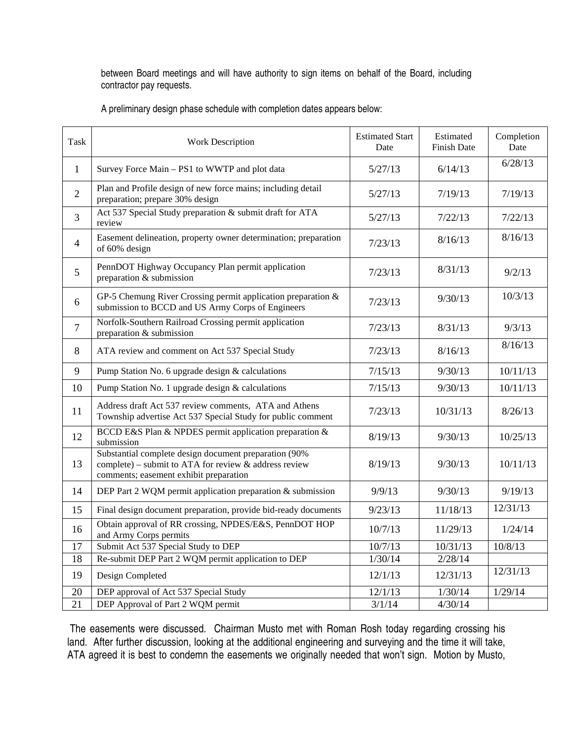between Board meetings and will have authority to sign items on behalf of the Board, including contractor pay requests.

A preliminary design phase schedule with completion dates appears below:

| Task | Work Description | Estimated Start Date | Estimated Finish Date | Completion Date |
|---|---|---|---|---|
| 1 | Survey Force Main – PS1 to WWTP and plot data | 5/27/13 | 6/14/13 | 6/28/13 |
| 2 | Plan and Profile design of new force mains; including detail preparation; prepare 30% design | 5/27/13 | 7/19/13 | 7/19/13 |
| 3 | Act 537 Special Study preparation & submit draft for ATA review | 5/27/13 | 7/22/13 | 7/22/13 |
| 4 | Easement delineation, property owner determination; preparation of 60% design | 7/23/13 | 8/16/13 | 8/16/13 |
| 5 | PennDOT Highway Occupancy Plan permit application preparation & submission | 7/23/13 | 8/31/13 | 9/2/13 |
| 6 | GP-5 Chemung River Crossing permit application preparation & submission to BCCD and US Army Corps of Engineers | 7/23/13 | 9/30/13 | 10/3/13 |
| 7 | Norfolk-Southern Railroad Crossing permit application preparation & submission | 7/23/13 | 8/31/13 | 9/3/13 |
| 8 | ATA review and comment on Act 537 Special Study | 7/23/13 | 8/16/13 | 8/16/13 |
| 9 | Pump Station No. 6 upgrade design & calculations | 7/15/13 | 9/30/13 | 10/11/13 |
| 10 | Pump Station No. 1 upgrade design & calculations | 7/15/13 | 9/30/13 | 10/11/13 |
| 11 | Address draft Act 537 review comments, ATA and Athens Township advertise Act 537 Special Study for public comment | 7/23/13 | 10/31/13 | 8/26/13 |
| 12 | BCCD E&S Plan & NPDES permit application preparation & submission | 8/19/13 | 9/30/13 | 10/25/13 |
| 13 | Substantial complete design document preparation (90% complete) – submit to ATA for review & address review comments; easement exhibit preparation | 8/19/13 | 9/30/13 | 10/11/13 |
| 14 | DEP Part 2 WQM permit application preparation & submission | 9/9/13 | 9/30/13 | 9/19/13 |
| 15 | Final design document preparation, provide bid-ready documents | 9/23/13 | 11/18/13 | 12/31/13 |
| 16 | Obtain approval of RR crossing, NPDES/E&S, PennDOT HOP and Army Corps permits | 10/7/13 | 11/29/13 | 1/24/14 |
| 17 | Submit Act 537 Special Study to DEP | 10/7/13 | 10/31/13 | 10/8/13 |
| 18 | Re-submit DEP Part 2 WQM permit application to DEP | 1/30/14 | 2/28/14 | |
| 19 | Design Completed | 12/1/13 | 12/31/13 | 12/31/13 |
| 20 | DEP approval of Act 537 Special Study | 12/1/13 | 1/30/14 | 1/29/14 |
| 21 | DEP Approval of Part 2 WQM permit | 3/1/14 | 4/30/14 | |

The easements were discussed. Chairman Musto met with Roman Rosh today regarding crossing his land. After further discussion, looking at the additional engineering and surveying and the time it will take, ATA agreed it is best to condemn the easements we originally needed that won't sign. Motion by Musto,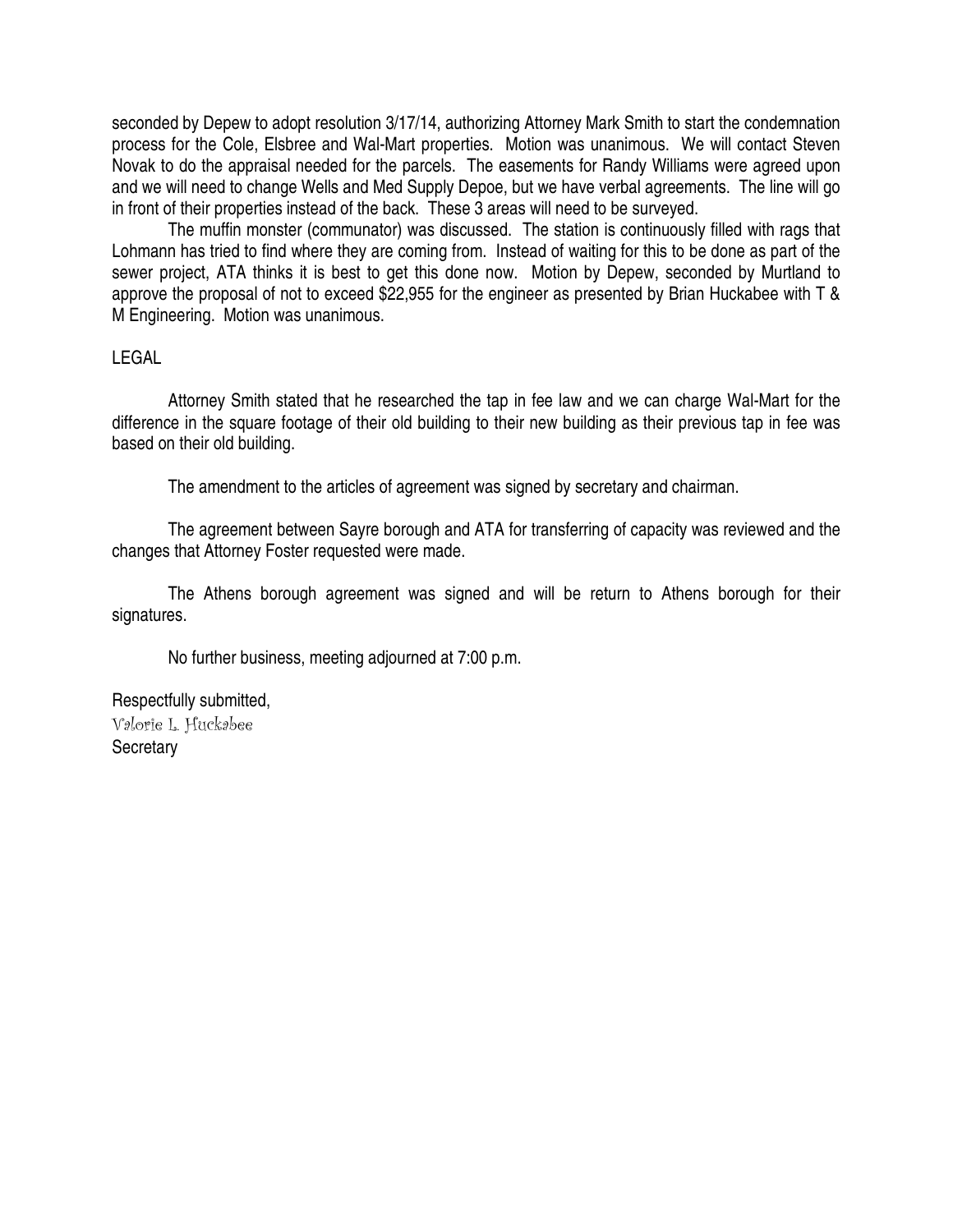seconded by Depew to adopt resolution 3/17/14, authorizing Attorney Mark Smith to start the condemnation process for the Cole, Elsbree and Wal-Mart properties. Motion was unanimous. We will contact Steven Novak to do the appraisal needed for the parcels. The easements for Randy Williams were agreed upon and we will need to change Wells and Med Supply Depoe, but we have verbal agreements. The line will go in front of their properties instead of the back. These 3 areas will need to be surveyed.

The muffin monster (communator) was discussed. The station is continuously filled with rags that Lohmann has tried to find where they are coming from. Instead of waiting for this to be done as part of the sewer project, ATA thinks it is best to get this done now. Motion by Depew, seconded by Murtland to approve the proposal of not to exceed $22,955 for the engineer as presented by Brian Huckabee with T & M Engineering. Motion was unanimous.

LEGAL

Attorney Smith stated that he researched the tap in fee law and we can charge Wal-Mart for the difference in the square footage of their old building to their new building as their previous tap in fee was based on their old building.

The amendment to the articles of agreement was signed by secretary and chairman.

The agreement between Sayre borough and ATA for transferring of capacity was reviewed and the changes that Attorney Foster requested were made.

The Athens borough agreement was signed and will be return to Athens borough for their signatures.

No further business, meeting adjourned at 7:00 p.m.

Respectfully submitted,
Valorie L. Huckabee
Secretary